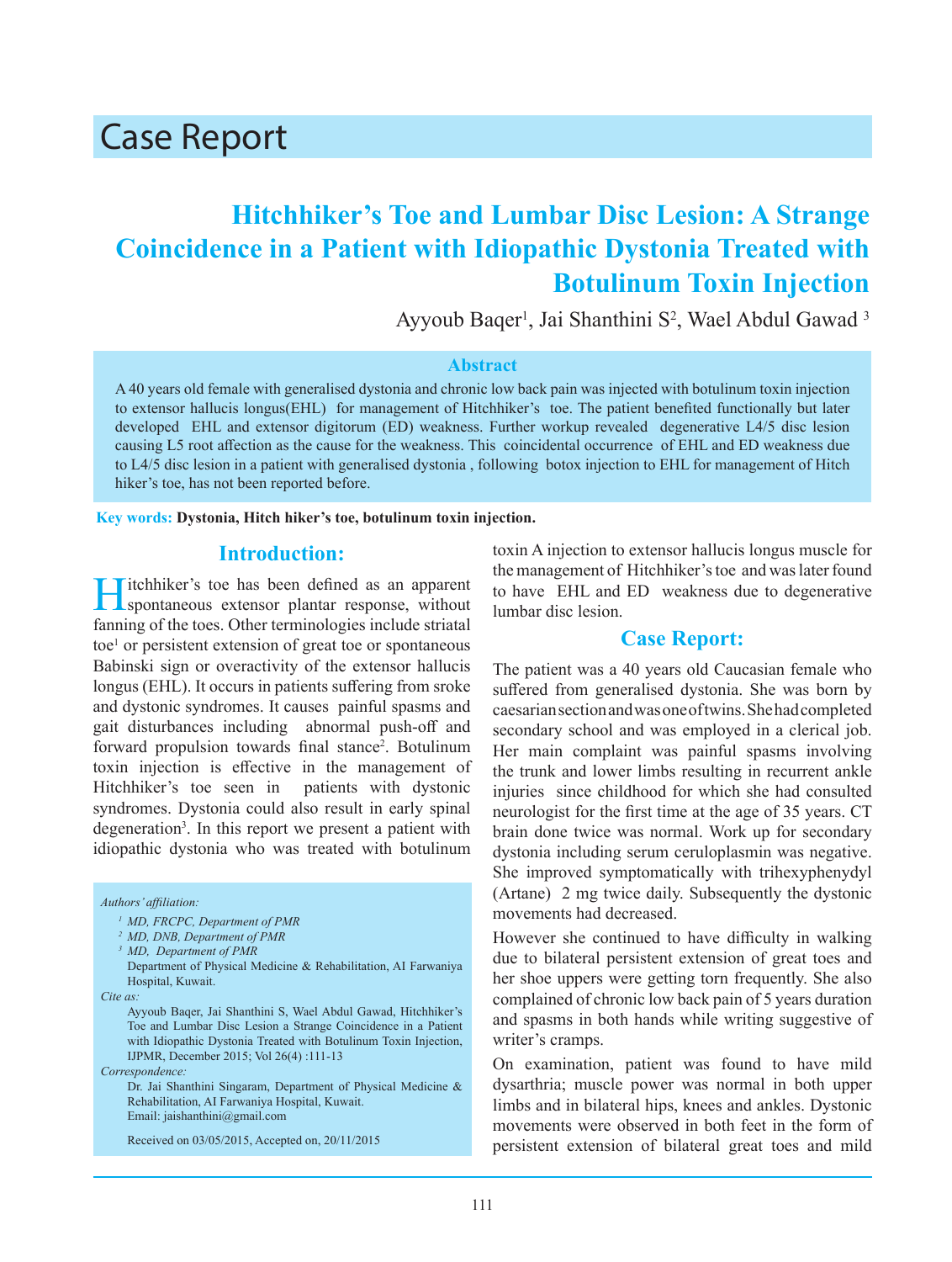# Case Report

## Hitchhiker's Toe and Lumbar Disc Lesion: A Strange Coincidence in a Patient with Idiopathic Dystonia Treated with Botulinum Toxin Injection

Ayyoub Baqer[1], Jai Shanthini S[2], Wael Abdul Gawad [3]

### Abstract

A 40 years old female with generalised dystonia and chronic low back pain was injected with botulinum toxin injection to extensor hallucis longus(EHL) for management of Hitchhiker's toe. The patient benefited functionally but later developed EHL and extensor digitorum (ED) weakness. Further workup revealed degenerative L4/5 disc lesion causing L5 root affection as the cause for the weakness. This coincidental occurrence of EHL and ED weakness due to L4/5 disc lesion in a patient with generalised dystonia , following botox injection to EHL for management of Hitch hiker's toe, has not been reported before.

**Key words: Dystonia, Hitch hiker's toe, botulinum toxin injection.**

### Introduction:

Hitchhiker's toe has been defined as an apparent spontaneous extensor plantar response, without fanning of the toes. Other terminologies include striatal toe[1] or persistent extension of great toe or spontaneous Babinski sign or overactivity of the extensor hallucis longus (EHL). It occurs in patients suffering from sroke and dystonic syndromes. It causes painful spasms and gait disturbances including abnormal push-off and forward propulsion towards final stance[2]. Botulinum toxin injection is effective in the management of Hitchhiker's toe seen in patients with dystonic syndromes. Dystonia could also result in early spinal degeneration[3]. In this report we present a patient with idiopathic dystonia who was treated with botulinum toxin A injection to extensor hallucis longus muscle for the management of Hitchhiker's toe and was later found to have EHL and ED weakness due to degenerative lumbar disc lesion.

*Authors' affiliation:*

*[1] MD, FRCPC, Department of PMR*

*[2] MD, DNB, Department of PMR*

*[3] MD, Department of PMR*

Department of Physical Medicine & Rehabilitation, AI Farwaniya Hospital, Kuwait.

*Cite as:*

Ayyoub Baqer, Jai Shanthini S, Wael Abdul Gawad, Hitchhiker's Toe and Lumbar Disc Lesion a Strange Coincidence in a Patient with Idiopathic Dystonia Treated with Botulinum Toxin Injection, IJPMR, December 2015; Vol 26(4) :111-13

*Correspondence:*

Dr. Jai Shanthini Singaram, Department of Physical Medicine & Rehabilitation, AI Farwaniya Hospital, Kuwait.
Email: jaishanthini@gmail.com

Received on 03/05/2015, Accepted on, 20/11/2015

### Case Report:

The patient was a 40 years old Caucasian female who suffered from generalised dystonia. She was born by caesarian section and was one of twins. She had completed secondary school and was employed in a clerical job. Her main complaint was painful spasms involving the trunk and lower limbs resulting in recurrent ankle injuries since childhood for which she had consulted neurologist for the first time at the age of 35 years. CT brain done twice was normal. Work up for secondary dystonia including serum ceruloplasmin was negative. She improved symptomatically with trihexyphenydyl (Artane) 2 mg twice daily. Subsequently the dystonic movements had decreased.

However she continued to have difficulty in walking due to bilateral persistent extension of great toes and her shoe uppers were getting torn frequently. She also complained of chronic low back pain of 5 years duration and spasms in both hands while writing suggestive of writer's cramps.

On examination, patient was found to have mild dysarthria; muscle power was normal in both upper limbs and in bilateral hips, knees and ankles. Dystonic movements were observed in both feet in the form of persistent extension of bilateral great toes and mild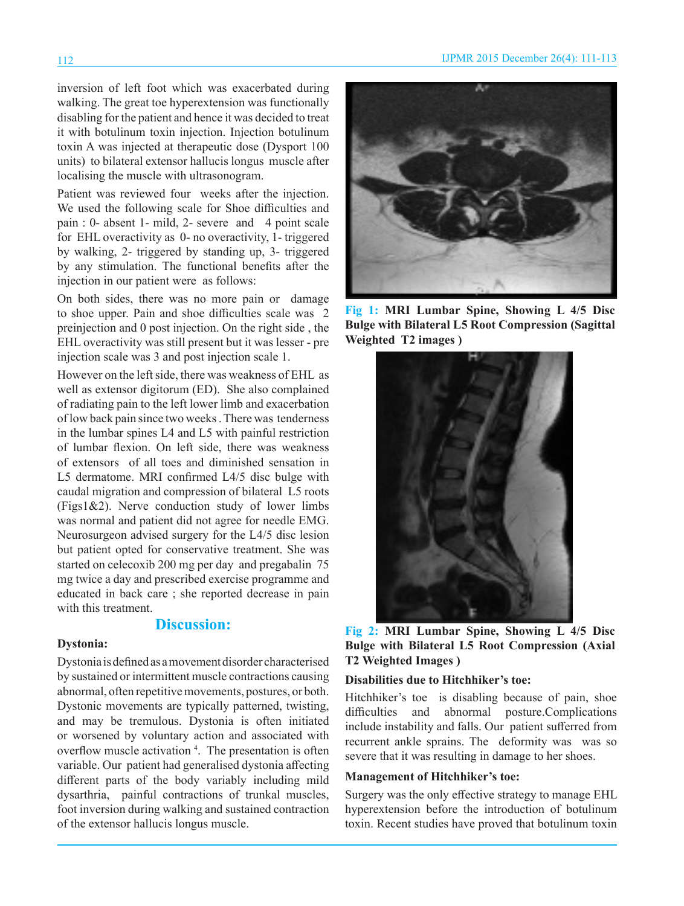inversion of left foot which was exacerbated during walking. The great toe hyperextension was functionally disabling for the patient and hence it was decided to treat it with botulinum toxin injection. Injection botulinum toxin A was injected at therapeutic dose (Dysport 100 units) to bilateral extensor hallucis longus muscle after localising the muscle with ultrasonogram.

Patient was reviewed four weeks after the injection. We used the following scale for Shoe difficulties and pain : 0- absent 1- mild, 2- severe and 4 point scale for EHL overactivity as 0- no overactivity, 1- triggered by walking, 2- triggered by standing up, 3- triggered by any stimulation. The functional benefits after the injection in our patient were as follows:

On both sides, there was no more pain or damage to shoe upper. Pain and shoe difficulties scale was 2 preinjection and 0 post injection. On the right side , the EHL overactivity was still present but it was lesser - pre injection scale was 3 and post injection scale 1.

However on the left side, there was weakness of EHL as well as extensor digitorum (ED). She also complained of radiating pain to the left lower limb and exacerbation of low back pain since two weeks . There was tenderness in the lumbar spines L4 and L5 with painful restriction of lumbar flexion. On left side, there was weakness of extensors of all toes and diminished sensation in L5 dermatome. MRI confirmed L4/5 disc bulge with caudal migration and compression of bilateral L5 roots (Figs1&2). Nerve conduction study of lower limbs was normal and patient did not agree for needle EMG. Neurosurgeon advised surgery for the L4/5 disc lesion but patient opted for conservative treatment. She was started on celecoxib 200 mg per day and pregabalin 75 mg twice a day and prescribed exercise programme and educated in back care ; she reported decrease in pain with this treatment.

**Fig 1: MRI Lumbar Spine, Showing L 4/5 Disc Bulge with Bilateral L5 Root Compression (Sagittal Weighted T2 images )**

**Fig 2: MRI Lumbar Spine, Showing L 4/5 Disc Bulge with Bilateral L5 Root Compression (Axial T2 Weighted Images )**

## Discussion:

### Dystonia:

Dystonia is defined as a movement disorder characterised by sustained or intermittent muscle contractions causing abnormal, often repetitive movements, postures, or both. Dystonic movements are typically patterned, twisting, and may be tremulous. Dystonia is often initiated or worsened by voluntary action and associated with overflow muscle activation [4]. The presentation is often variable. Our patient had generalised dystonia affecting different parts of the body variably including mild dysarthria, painful contractions of trunkal muscles, foot inversion during walking and sustained contraction of the extensor hallucis longus muscle.

### Disabilities due to Hitchhiker's toe:

Hitchhiker's toe is disabling because of pain, shoe difficulties and abnormal posture.Complications include instability and falls. Our patient sufferred from recurrent ankle sprains. The deformity was was so severe that it was resulting in damage to her shoes.

### Management of Hitchhiker's toe:

Surgery was the only effective strategy to manage EHL hyperextension before the introduction of botulinum toxin. Recent studies have proved that botulinum toxin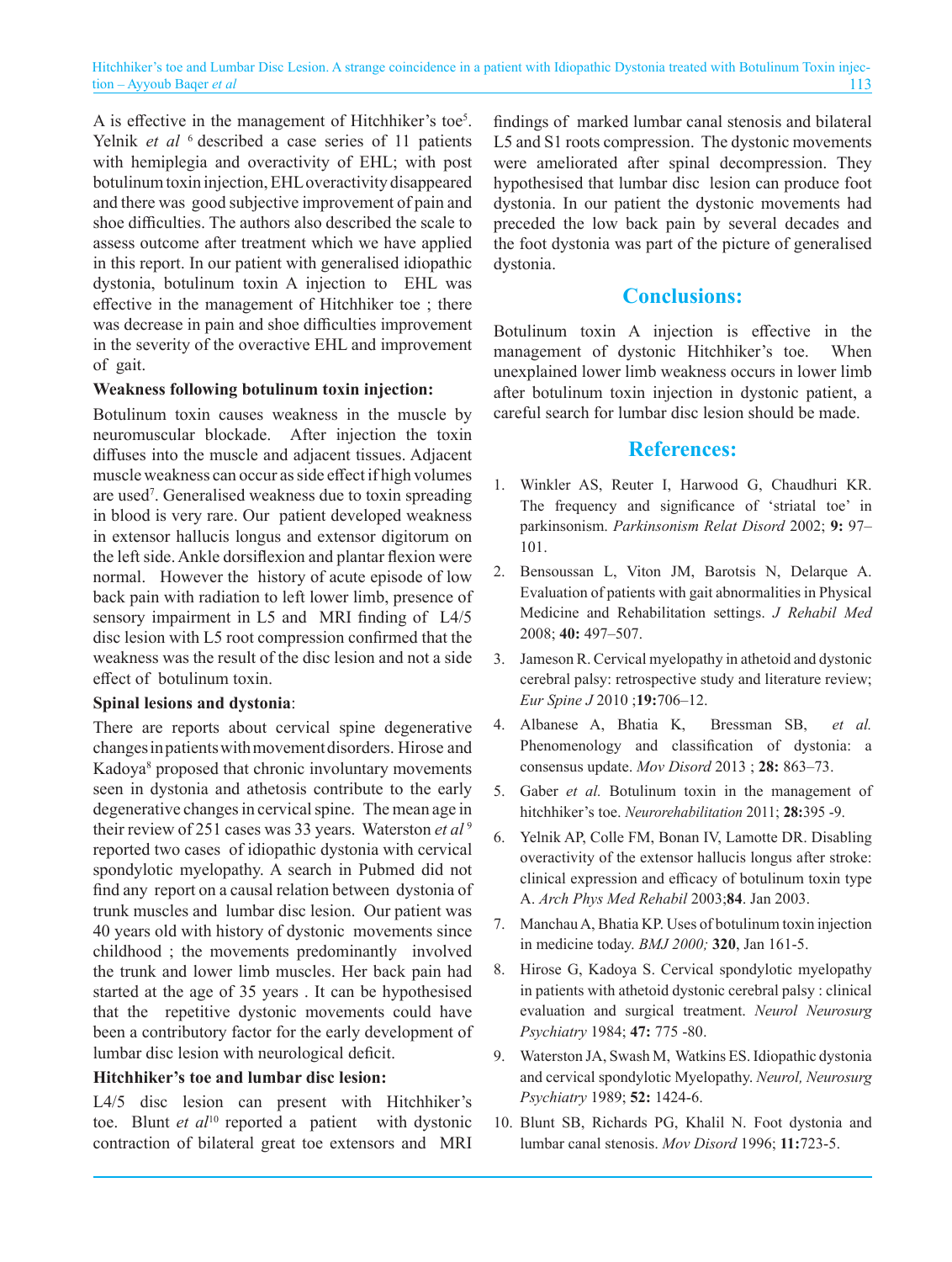A is effective in the management of Hitchhiker's toe[5]. Yelnik *et al* [6] described a case series of 11 patients with hemiplegia and overactivity of EHL; with post botulinum toxin injection, EHL overactivity disappeared and there was good subjective improvement of pain and shoe difficulties. The authors also described the scale to assess outcome after treatment which we have applied in this report. In our patient with generalised idiopathic dystonia, botulinum toxin A injection to EHL was effective in the management of Hitchhiker toe ; there was decrease in pain and shoe difficulties improvement in the severity of the overactive EHL and improvement of gait.

**Weakness following botulinum toxin injection:**

Botulinum toxin causes weakness in the muscle by neuromuscular blockade. After injection the toxin diffuses into the muscle and adjacent tissues. Adjacent muscle weakness can occur as side effect if high volumes are used[7]. Generalised weakness due to toxin spreading in blood is very rare. Our patient developed weakness in extensor hallucis longus and extensor digitorum on the left side. Ankle dorsiflexion and plantar flexion were normal. However the history of acute episode of low back pain with radiation to left lower limb, presence of sensory impairment in L5 and MRI finding of L4/5 disc lesion with L5 root compression confirmed that the weakness was the result of the disc lesion and not a side effect of botulinum toxin.

**Spinal lesions and dystonia**:

There are reports about cervical spine degenerative changes in patients with movement disorders. Hirose and Kadoya[8] proposed that chronic involuntary movements seen in dystonia and athetosis contribute to the early degenerative changes in cervical spine. The mean age in their review of 251 cases was 33 years. Waterston *et al* [9] reported two cases of idiopathic dystonia with cervical spondylotic myelopathy. A search in Pubmed did not find any report on a causal relation between dystonia of trunk muscles and lumbar disc lesion. Our patient was 40 years old with history of dystonic movements since childhood ; the movements predominantly involved the trunk and lower limb muscles. Her back pain had started at the age of 35 years . It can be hypothesised that the repetitive dystonic movements could have been a contributory factor for the early development of lumbar disc lesion with neurological deficit.

**Hitchhiker's toe and lumbar disc lesion:**

L4/5 disc lesion can present with Hitchhiker's toe. Blunt *et al*[10] reported a patient with dystonic contraction of bilateral great toe extensors and MRI findings of marked lumbar canal stenosis and bilateral L5 and S1 roots compression. The dystonic movements were ameliorated after spinal decompression. They hypothesised that lumbar disc lesion can produce foot dystonia. In our patient the dystonic movements had preceded the low back pain by several decades and the foot dystonia was part of the picture of generalised dystonia.

## Conclusions:

Botulinum toxin A injection is effective in the management of dystonic Hitchhiker's toe. When unexplained lower limb weakness occurs in lower limb after botulinum toxin injection in dystonic patient, a careful search for lumbar disc lesion should be made.

## References:

1. Winkler AS, Reuter I, Harwood G, Chaudhuri KR. The frequency and significance of 'striatal toe' in parkinsonism. *Parkinsonism Relat Disord* 2002; **9:** 97–101.
2. Bensoussan L, Viton JM, Barotsis N, Delarque A. Evaluation of patients with gait abnormalities in Physical Medicine and Rehabilitation settings. *J Rehabil Med* 2008; **40:** 497–507.
3. Jameson R. Cervical myelopathy in athetoid and dystonic cerebral palsy: retrospective study and literature review; *Eur Spine J* 2010 ;**19:**706–12.
4. Albanese A, Bhatia K, Bressman SB, *et al.* Phenomenology and classification of dystonia: a consensus update. *Mov Disord* 2013 ; **28:** 863–73.
5. Gaber *et al.* Botulinum toxin in the management of hitchhiker's toe. *Neurorehabilitation* 2011; **28:**395 -9.
6. Yelnik AP, Colle FM, Bonan IV, Lamotte DR. Disabling overactivity of the extensor hallucis longus after stroke: clinical expression and efficacy of botulinum toxin type A. *Arch Phys Med Rehabil* 2003;**84**. Jan 2003.
7. Manchau A, Bhatia KP. Uses of botulinum toxin injection in medicine today. *BMJ 2000;* **320**, Jan 161-5.
8. Hirose G, Kadoya S. Cervical spondylotic myelopathy in patients with athetoid dystonic cerebral palsy : clinical evaluation and surgical treatment. *Neurol Neurosurg Psychiatry* 1984; **47:** 775 -80.
9. Waterston JA, Swash M, Watkins ES. Idiopathic dystonia and cervical spondylotic Myelopathy. *Neurol, Neurosurg Psychiatry* 1989; **52:** 1424-6.
10. Blunt SB, Richards PG, Khalil N. Foot dystonia and lumbar canal stenosis. *Mov Disord* 1996; **11:**723-5.